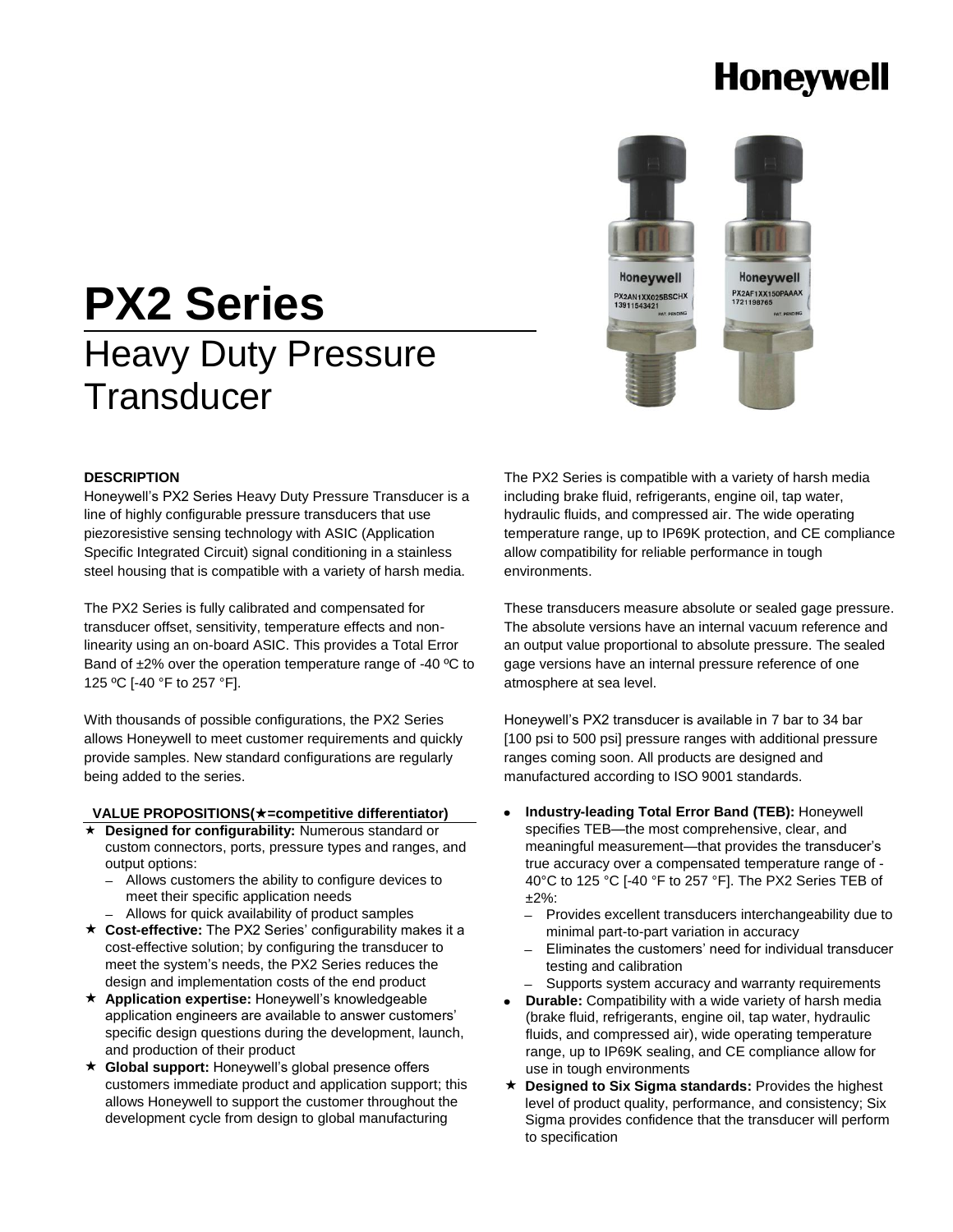Honeywell

# PX2 Series

## Heavy Duty Pressure Transducer

### DESCRIPTION

Honeywell's PX2 Series Heavy Duty Pressure Transducer is a line of highly configurable pressure transducers that use piezoresistive sensing technology with ASIC (Application Specific Integrated Circuit) signal conditioning in a stainless steel housing that is compatible with a variety of harsh media.

The PX2 Series is fully calibrated and compensated for transducer offset, sensitivity, temperature effects and non-linearity using an on-board ASIC. This provides a Total Error Band of ±2% over the operation temperature range of -40 ºC to 125 ºC [-40 °F to 257 °F].

With thousands of possible configurations, the PX2 Series allows Honeywell to meet customer requirements and quickly provide samples. New standard configurations are regularly being added to the series.

The PX2 Series is compatible with a variety of harsh media including brake fluid, refrigerants, engine oil, tap water, hydraulic fluids, and compressed air. The wide operating temperature range, up to IP69K protection, and CE compliance allow compatibility for reliable performance in tough environments.

These transducers measure absolute or sealed gage pressure. The absolute versions have an internal vacuum reference and an output value proportional to absolute pressure. The sealed gage versions have an internal pressure reference of one atmosphere at sea level.

Honeywell's PX2 transducer is available in 7 bar to 34 bar [100 psi to 500 psi] pressure ranges with additional pressure ranges coming soon. All products are designed and manufactured according to ISO 9001 standards.

### VALUE PROPOSITIONS(★=competitive differentiator)

- ★ **Designed for configurability:** Numerous standard or custom connectors, ports, pressure types and ranges, and output options:
  - Allows customers the ability to configure devices to meet their specific application needs
  - Allows for quick availability of product samples
- ★ **Cost-effective:** The PX2 Series' configurability makes it a cost-effective solution; by configuring the transducer to meet the system's needs, the PX2 Series reduces the design and implementation costs of the end product
- ★ **Application expertise:** Honeywell's knowledgeable application engineers are available to answer customers' specific design questions during the development, launch, and production of their product
- ★ **Global support:** Honeywell's global presence offers customers immediate product and application support; this allows Honeywell to support the customer throughout the development cycle from design to global manufacturing
- **Industry-leading Total Error Band (TEB):** Honeywell specifies TEB—the most comprehensive, clear, and meaningful measurement—that provides the transducer's true accuracy over a compensated temperature range of -40°C to 125 °C [-40 °F to 257 °F]. The PX2 Series TEB of ±2%:
  - Provides excellent transducers interchangeability due to minimal part-to-part variation in accuracy
  - Eliminates the customers' need for individual transducer testing and calibration
  - Supports system accuracy and warranty requirements
- **Durable:** Compatibility with a wide variety of harsh media (brake fluid, refrigerants, engine oil, tap water, hydraulic fluids, and compressed air), wide operating temperature range, up to IP69K sealing, and CE compliance allow for use in tough environments
- ★ **Designed to Six Sigma standards:** Provides the highest level of product quality, performance, and consistency; Six Sigma provides confidence that the transducer will perform to specification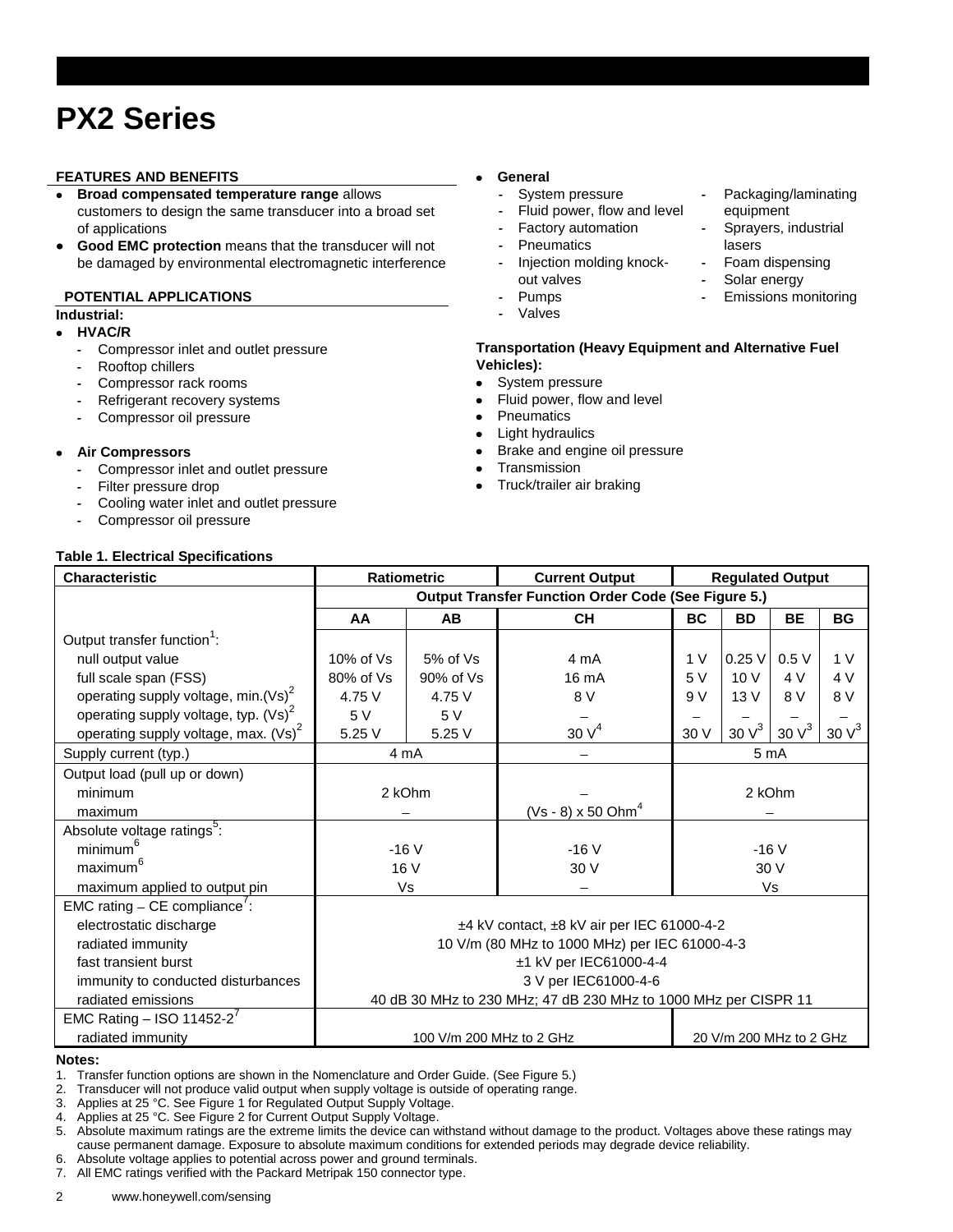# PX2 Series

## FEATURES AND BENEFITS

- **Broad compensated temperature range** allows customers to design the same transducer into a broad set of applications
- **Good EMC protection** means that the transducer will not be damaged by environmental electromagnetic interference

## POTENTIAL APPLICATIONS

**Industrial:**

- **HVAC/R**
  - Compressor inlet and outlet pressure
  - Rooftop chillers
  - Compressor rack rooms
  - Refrigerant recovery systems
  - Compressor oil pressure
- **Air Compressors**
  - Compressor inlet and outlet pressure
  - Filter pressure drop
  - Cooling water inlet and outlet pressure
  - Compressor oil pressure
- **General**
  - System pressure
  - Fluid power, flow and level
  - Factory automation
  - Pneumatics
  - Injection molding knock-out valves
  - Pumps
  - Valves
  - Packaging/laminating equipment
  - Sprayers, industrial lasers
  - Foam dispensing
  - Solar energy
  - Emissions monitoring

**Transportation (Heavy Equipment and Alternative Fuel Vehicles):**

- System pressure
- Fluid power, flow and level
- Pneumatics
- Light hydraulics
- Brake and engine oil pressure
- Transmission
- Truck/trailer air braking

**Table 1. Electrical Specifications**

| Characteristic | Ratiometric | | Current Output | Regulated Output | | | |
|---|---|---|---|---|---|---|---|
| | Output Transfer Function Order Code (See Figure 5.) | | | | | | |
| | AA | AB | CH | BC | BD | BE | BG |
| Output transfer function[1]: | | | | | | | |
| null output value | 10% of Vs | 5% of Vs | 4 mA | 1 V | 0.25 V | 0.5 V | 1 V |
| full scale span (FSS) | 80% of Vs | 90% of Vs | 16 mA | 5 V | 10 V | 4 V | 4 V |
| operating supply voltage, min.(Vs)[2] | 4.75 V | 4.75 V | 8 V | 9 V | 13 V | 8 V | 8 V |
| operating supply voltage, typ. (Vs)[2] | 5 V | 5 V | – | – | – | – | – |
| operating supply voltage, max. (Vs)[2] | 5.25 V | 5.25 V | 30 V[4] | 30 V | 30 V[3] | 30 V[3] | 30 V[3] |
| Supply current (typ.) | 4 mA | | – | 5 mA | | | |
| Output load (pull up or down) | | | | | | | |
| minimum | 2 kOhm | | – | 2 kOhm | | | |
| maximum | – | | (Vs - 8) x 50 Ohm[4] | – | | | |
| Absolute voltage ratings[5]: | | | | | | | |
| minimum[6] | -16 V | | -16 V | -16 V | | | |
| maximum[6] | 16 V | | 30 V | 30 V | | | |
| maximum applied to output pin | Vs | | – | Vs | | | |
| EMC rating – CE compliance[7]: | | | | | | | |
| electrostatic discharge | ±4 kV contact, ±8 kV air per IEC 61000-4-2 | | | | | | |
| radiated immunity | 10 V/m (80 MHz to 1000 MHz) per IEC 61000-4-3 | | | | | | |
| fast transient burst | ±1 kV per IEC61000-4-4 | | | | | | |
| immunity to conducted disturbances | 3 V per IEC61000-4-6 | | | | | | |
| radiated emissions | 40 dB 30 MHz to 230 MHz; 47 dB 230 MHz to 1000 MHz per CISPR 11 | | | | | | |
| EMC Rating – ISO 11452-2[7] | | | | | | | |
| radiated immunity | 100 V/m 200 MHz to 2 GHz | | | 20 V/m 200 MHz to 2 GHz | | | |

**Notes:**

1. Transfer function options are shown in the Nomenclature and Order Guide. (See Figure 5.)
2. Transducer will not produce valid output when supply voltage is outside of operating range.
3. Applies at 25 °C. See Figure 1 for Regulated Output Supply Voltage.
4. Applies at 25 °C. See Figure 2 for Current Output Supply Voltage.
5. Absolute maximum ratings are the extreme limits the device can withstand without damage to the product. Voltages above these ratings may cause permanent damage. Exposure to absolute maximum conditions for extended periods may degrade device reliability.
6. Absolute voltage applies to potential across power and ground terminals.
7. All EMC ratings verified with the Packard Metripak 150 connector type.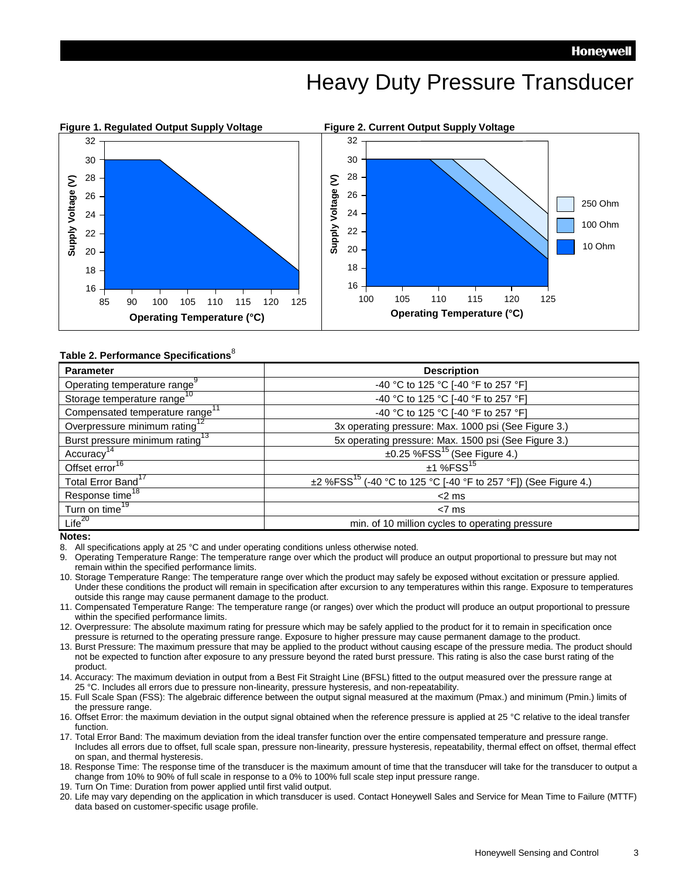# Heavy Duty Pressure Transducer

**Figure 1. Regulated Output Supply Voltage**

**Figure 2. Current Output Supply Voltage**

**Table 2. Performance Specifications**[8]

| Parameter | Description |
|---|---|
| Operating temperature range[9] | -40 °C to 125 °C [-40 °F to 257 °F] |
| Storage temperature range[10] | -40 °C to 125 °C [-40 °F to 257 °F] |
| Compensated temperature range[11] | -40 °C to 125 °C [-40 °F to 257 °F] |
| Overpressure minimum rating[12] | 3x operating pressure: Max. 1000 psi (See Figure 3.) |
| Burst pressure minimum rating[13] | 5x operating pressure: Max. 1500 psi (See Figure 3.) |
| Accuracy[14] | ±0.25 %FSS[15] (See Figure 4.) |
| Offset error[16] | ±1 %FSS[15] |
| Total Error Band[17] | ±2 %FSS[15] (-40 °C to 125 °C [-40 °F to 257 °F]) (See Figure 4.) |
| Response time[18] | <2 ms |
| Turn on time[19] | <7 ms |
| Life[20] | min. of 10 million cycles to operating pressure |

**Notes:**

8. All specifications apply at 25 °C and under operating conditions unless otherwise noted.
9. Operating Temperature Range: The temperature range over which the product will produce an output proportional to pressure but may not remain within the specified performance limits.
10. Storage Temperature Range: The temperature range over which the product may safely be exposed without excitation or pressure applied. Under these conditions the product will remain in specification after excursion to any temperatures within this range. Exposure to temperatures outside this range may cause permanent damage to the product.
11. Compensated Temperature Range: The temperature range (or ranges) over which the product will produce an output proportional to pressure within the specified performance limits.
12. Overpressure: The absolute maximum rating for pressure which may be safely applied to the product for it to remain in specification once pressure is returned to the operating pressure range. Exposure to higher pressure may cause permanent damage to the product.
13. Burst Pressure: The maximum pressure that may be applied to the product without causing escape of the pressure media. The product should not be expected to function after exposure to any pressure beyond the rated burst pressure. This rating is also the case burst rating of the product.
14. Accuracy: The maximum deviation in output from a Best Fit Straight Line (BFSL) fitted to the output measured over the pressure range at 25 °C. Includes all errors due to pressure non-linearity, pressure hysteresis, and non-repeatability.
15. Full Scale Span (FSS): The algebraic difference between the output signal measured at the maximum (Pmax.) and minimum (Pmin.) limits of the pressure range.
16. Offset Error: the maximum deviation in the output signal obtained when the reference pressure is applied at 25 °C relative to the ideal transfer function.
17. Total Error Band: The maximum deviation from the ideal transfer function over the entire compensated temperature and pressure range. Includes all errors due to offset, full scale span, pressure non-linearity, pressure hysteresis, repeatability, thermal effect on offset, thermal effect on span, and thermal hysteresis.
18. Response Time: The response time of the transducer is the maximum amount of time that the transducer will take for the transducer to output a change from 10% to 90% of full scale in response to a 0% to 100% full scale step input pressure range.
19. Turn On Time: Duration from power applied until first valid output.
20. Life may vary depending on the application in which transducer is used. Contact Honeywell Sales and Service for Mean Time to Failure (MTTF) data based on customer-specific usage profile.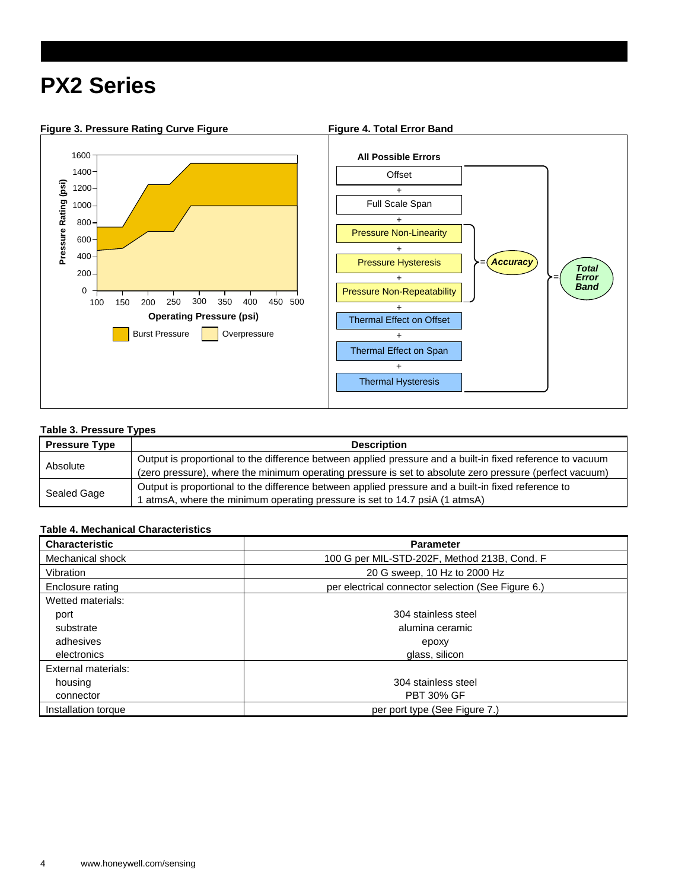# PX2 Series

**Figure 3. Pressure Rating Curve Figure**

**Figure 4. Total Error Band**

**Table 3. Pressure Types**

| Pressure Type | Description |
|---|---|
| Absolute | Output is proportional to the difference between applied pressure and a built-in fixed reference to vacuum (zero pressure), where the minimum operating pressure is set to absolute zero pressure (perfect vacuum) |
| Sealed Gage | Output is proportional to the difference between applied pressure and a built-in fixed reference to 1 atmsA, where the minimum operating pressure is set to 14.7 psiA (1 atmsA) |

**Table 4. Mechanical Characteristics**

| Characteristic | Parameter |
|---|---|
| Mechanical shock | 100 G per MIL-STD-202F, Method 213B, Cond. F |
| Vibration | 20 G sweep, 10 Hz to 2000 Hz |
| Enclosure rating | per electrical connector selection (See Figure 6.) |
| Wetted materials: | |
| port | 304 stainless steel |
| substrate | alumina ceramic |
| adhesives | epoxy |
| electronics | glass, silicon |
| External materials: | |
| housing | 304 stainless steel |
| connector | PBT 30% GF |
| Installation torque | per port type (See Figure 7.) |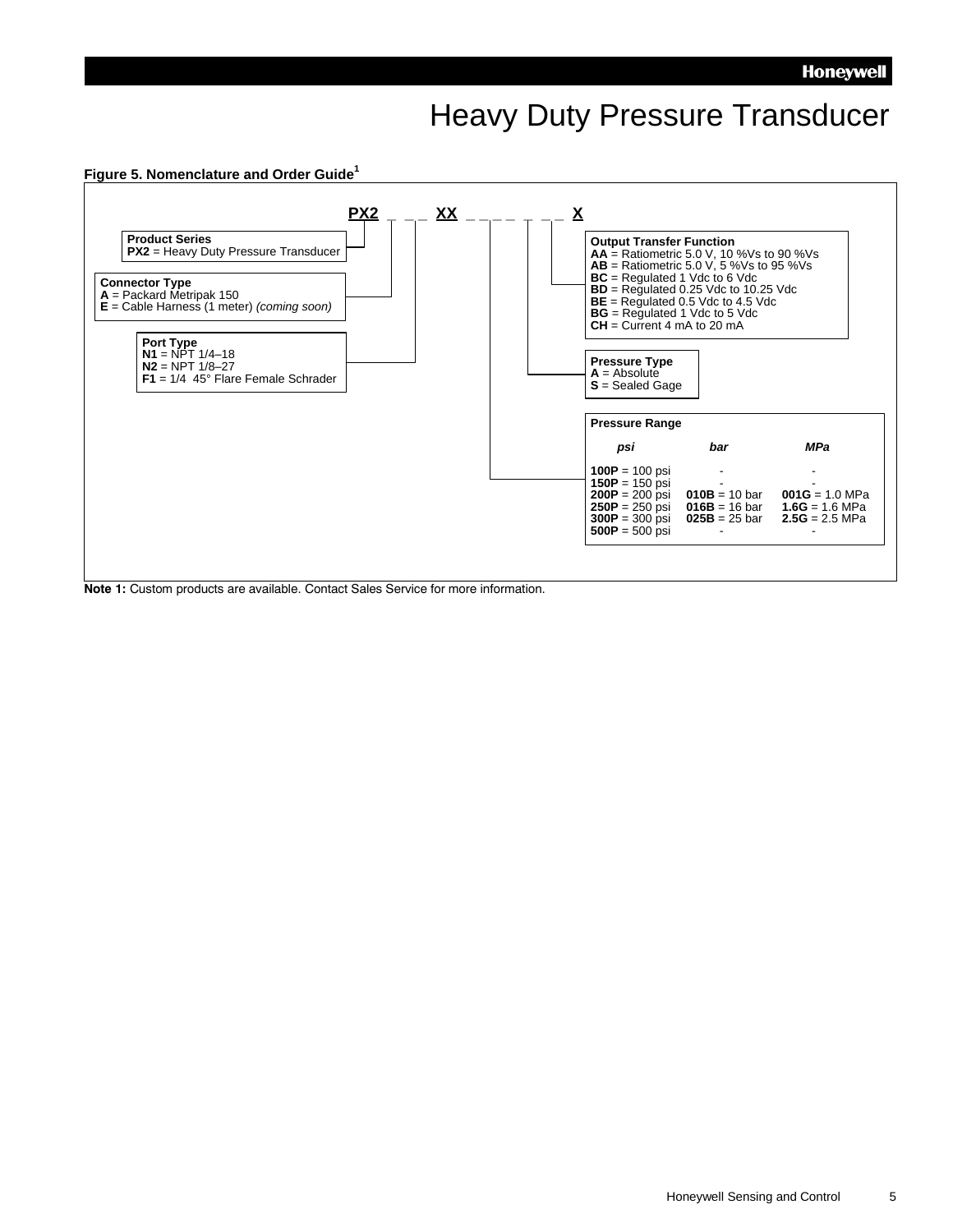# Heavy Duty Pressure Transducer

**Figure 5. Nomenclature and Order Guide**[1]

**PX2 _ _ _ XX _ _ _ _ _ _ _ X**

**Product Series**
**PX2** = Heavy Duty Pressure Transducer

**Connector Type**
**A** = Packard Metripak 150
**E** = Cable Harness (1 meter) *(coming soon)*

**Port Type**
**N1** = NPT 1/4–18
**N2** = NPT 1/8–27
**F1** = 1/4 45° Flare Female Schrader

**Output Transfer Function**
**AA** = Ratiometric 5.0 V, 10 %Vs to 90 %Vs
**AB** = Ratiometric 5.0 V, 5 %Vs to 95 %Vs
**BC** = Regulated 1 Vdc to 6 Vdc
**BD** = Regulated 0.25 Vdc to 10.25 Vdc
**BE** = Regulated 0.5 Vdc to 4.5 Vdc
**BG** = Regulated 1 Vdc to 5 Vdc
**CH** = Current 4 mA to 20 mA

**Pressure Type**
**A** = Absolute
**S** = Sealed Gage

**Pressure Range**

| *psi* | *bar* | *MPa* |
|---|---|---|
| **100P** = 100 psi | - | - |
| **150P** = 150 psi | - | - |
| **200P** = 200 psi | **010B** = 10 bar | **001G** = 1.0 MPa |
| **250P** = 250 psi | **016B** = 16 bar | **1.6G** = 1.6 MPa |
| **300P** = 300 psi | **025B** = 25 bar | **2.5G** = 2.5 MPa |
| **500P** = 500 psi | - | - |

**Note 1:** Custom products are available. Contact Sales Service for more information.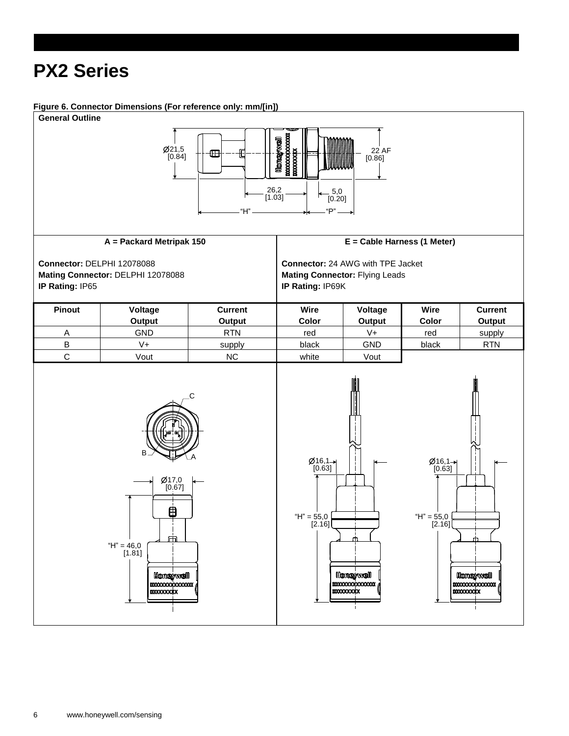# PX2 Series

**Figure 6. Connector Dimensions (For reference only: mm/[in])**

**General Outline**

Ø21,5 [0.84]

22 AF [0.86]

26,2 [1.03]

5,0 [0.20]

"H"

"P"

| **A = Packard Metripak 150** | **E = Cable Harness (1 Meter)** |
|---|---|
| **Connector:** DELPHI 12078088 | **Connector:** 24 AWG with TPE Jacket |
| **Mating Connector:** DELPHI 12078088 | **Mating Connector:** Flying Leads |
| **IP Rating:** IP65 | **IP Rating:** IP69K |

| Pinout | Voltage Output | Current Output | Wire Color | Voltage Output | Wire Color | Current Output |
|---|---|---|---|---|---|---|
| A | GND | RTN | red | V+ | red | supply |
| B | V+ | supply | black | GND | black | RTN |
| C | Vout | NC | white | Vout | | |

C

B

A

Ø17,0 [0.67]

"H" = 46,0 [1.81]

Ø16,1 [0.63]

"H" = 55,0 [2.16]

Ø16,1 [0.63]

"H" = 55,0 [2.16]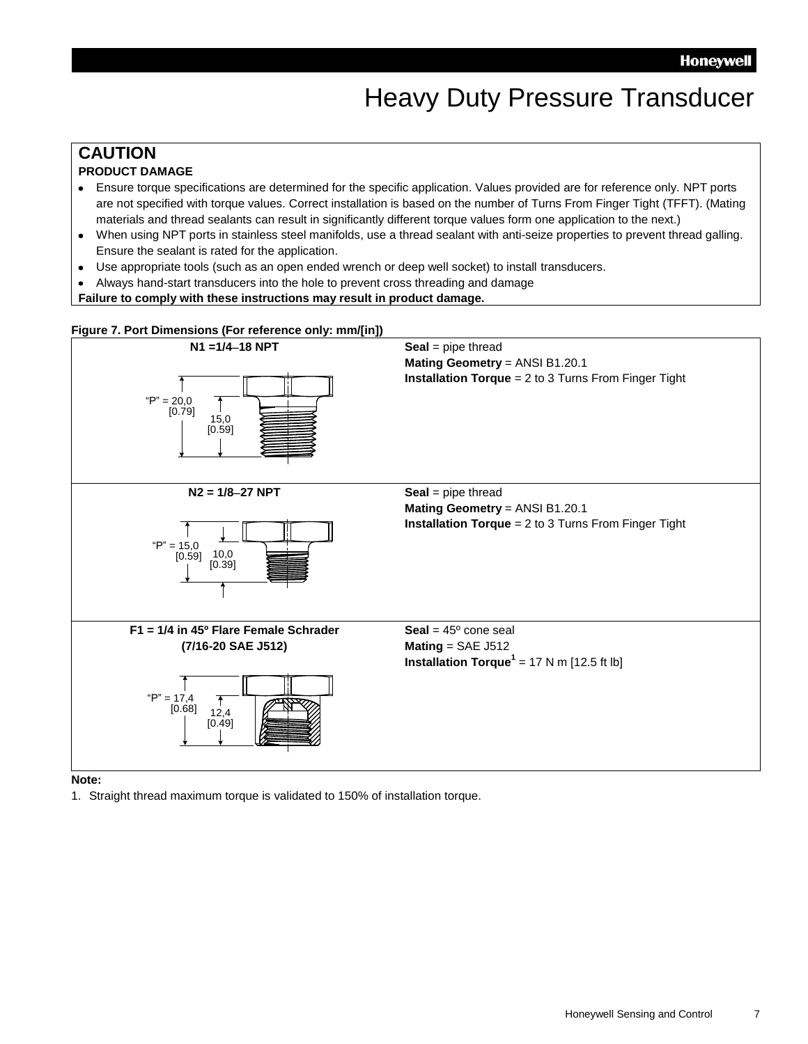# Heavy Duty Pressure Transducer

**CAUTION**

**PRODUCT DAMAGE**

- Ensure torque specifications are determined for the specific application. Values provided are for reference only. NPT ports are not specified with torque values. Correct installation is based on the number of Turns From Finger Tight (TFFT). (Mating materials and thread sealants can result in significantly different torque values form one application to the next.)
- When using NPT ports in stainless steel manifolds, use a thread sealant with anti-seize properties to prevent thread galling. Ensure the sealant is rated for the application.
- Use appropriate tools (such as an open ended wrench or deep well socket) to install transducers.
- Always hand-start transducers into the hole to prevent cross threading and damage

**Failure to comply with these instructions may result in product damage.**

**Figure 7. Port Dimensions (For reference only: mm/[in])**

| Port | Specifications |
|---|---|
| **N1 =1/4–18 NPT**<br>"P" = 20,0 [0.79]<br>15,0 [0.59] | **Seal** = pipe thread<br>**Mating Geometry** = ANSI B1.20.1<br>**Installation Torque** = 2 to 3 Turns From Finger Tight |
| **N2 = 1/8–27 NPT**<br>"P" = 15,0 [0.59]<br>10,0 [0.39] | **Seal** = pipe thread<br>**Mating Geometry** = ANSI B1.20.1<br>**Installation Torque** = 2 to 3 Turns From Finger Tight |
| **F1 = 1/4 in 45º Flare Female Schrader (7/16-20 SAE J512)**<br>"P" = 17,4 [0.68]<br>12,4 [0.49] | **Seal** = 45º cone seal<br>**Mating** = SAE J512<br>**Installation Torque**[1] = 17 N m [12.5 ft lb] |

**Note:**

1. Straight thread maximum torque is validated to 150% of installation torque.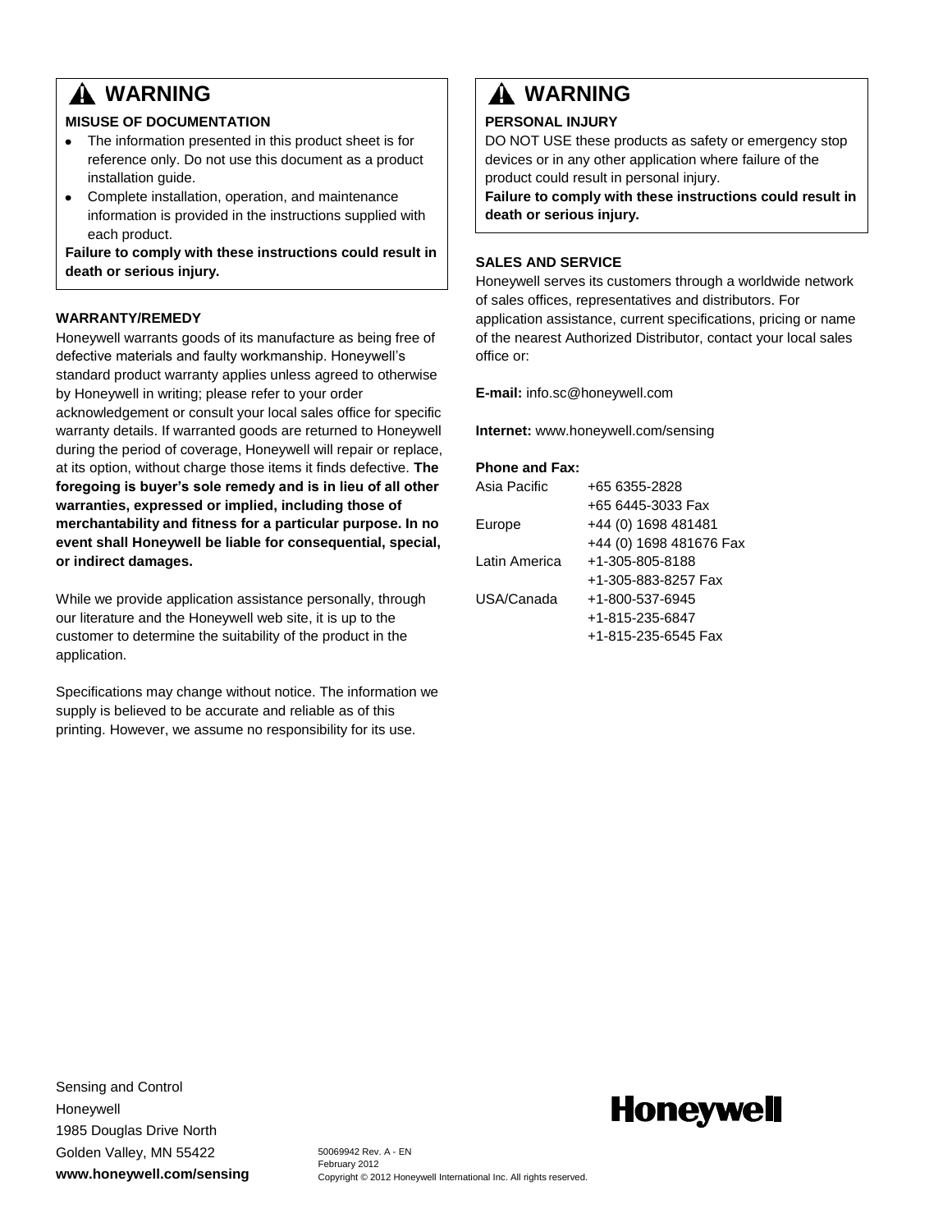## ⚠ WARNING

**MISUSE OF DOCUMENTATION**

- The information presented in this product sheet is for reference only. Do not use this document as a product installation guide.
- Complete installation, operation, and maintenance information is provided in the instructions supplied with each product.

**Failure to comply with these instructions could result in death or serious injury.**

**WARRANTY/REMEDY**

Honeywell warrants goods of its manufacture as being free of defective materials and faulty workmanship. Honeywell's standard product warranty applies unless agreed to otherwise by Honeywell in writing; please refer to your order acknowledgement or consult your local sales office for specific warranty details. If warranted goods are returned to Honeywell during the period of coverage, Honeywell will repair or replace, at its option, without charge those items it finds defective. **The foregoing is buyer's sole remedy and is in lieu of all other warranties, expressed or implied, including those of merchantability and fitness for a particular purpose. In no event shall Honeywell be liable for consequential, special, or indirect damages.**

While we provide application assistance personally, through our literature and the Honeywell web site, it is up to the customer to determine the suitability of the product in the application.

Specifications may change without notice. The information we supply is believed to be accurate and reliable as of this printing. However, we assume no responsibility for its use.

## ⚠ WARNING

**PERSONAL INJURY**

DO NOT USE these products as safety or emergency stop devices or in any other application where failure of the product could result in personal injury.

**Failure to comply with these instructions could result in death or serious injury.**

**SALES AND SERVICE**

Honeywell serves its customers through a worldwide network of sales offices, representatives and distributors. For application assistance, current specifications, pricing or name of the nearest Authorized Distributor, contact your local sales office or:

**E-mail:** info.sc@honeywell.com

**Internet:** www.honeywell.com/sensing

**Phone and Fax:**

| | |
|---|---|
| Asia Pacific | +65 6355-2828 |
| | +65 6445-3033 Fax |
| Europe | +44 (0) 1698 481481 |
| | +44 (0) 1698 481676 Fax |
| Latin America | +1-305-805-8188 |
| | +1-305-883-8257 Fax |
| USA/Canada | +1-800-537-6945 |
| | +1-815-235-6847 |
| | +1-815-235-6545 Fax |

Sensing and Control
Honeywell
1985 Douglas Drive North
Golden Valley, MN 55422
**www.honeywell.com/sensing**

50069942 Rev. A - EN
February 2012
Copyright © 2012 Honeywell International Inc. All rights reserved.

**Honeywell**